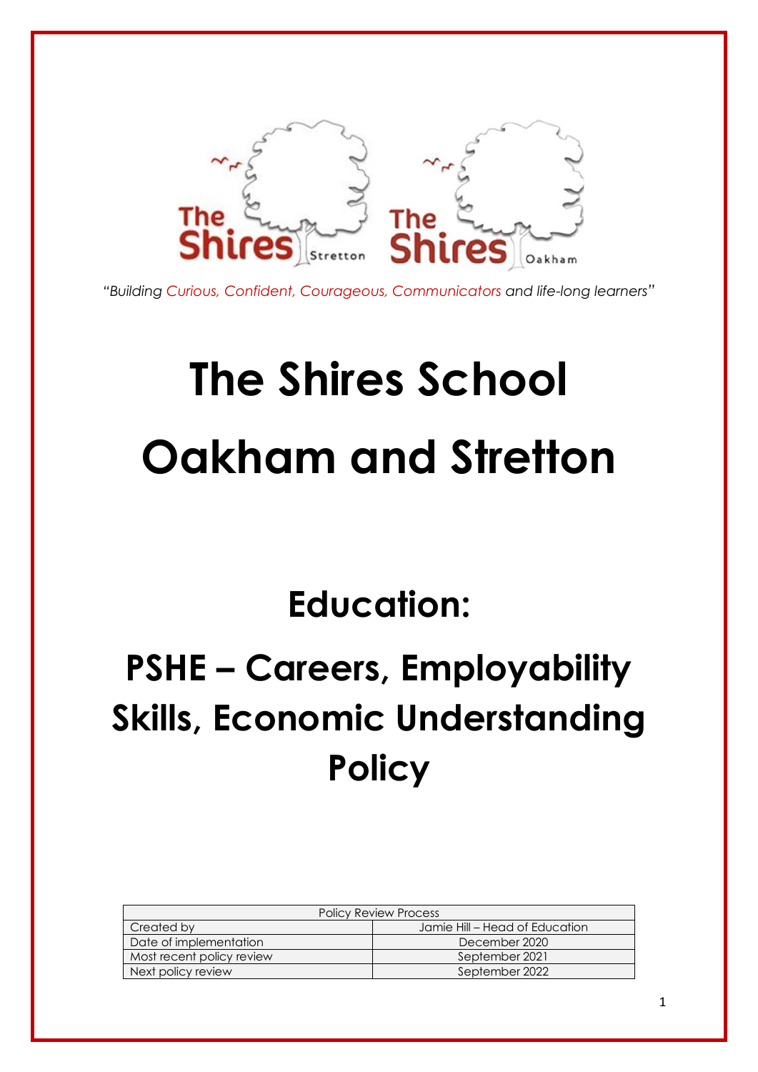*"Building Curious, Confident, Courageous, Communicators and life-long learners"*

# The Shires School

# Oakham and Stretton

## Education:

## PSHE – Careers, Employability Skills, Economic Understanding Policy

| Policy Review Process | |
|---|---|
| Created by | Jamie Hill – Head of Education |
| Date of implementation | December 2020 |
| Most recent policy review | September 2021 |
| Next policy review | September 2022 |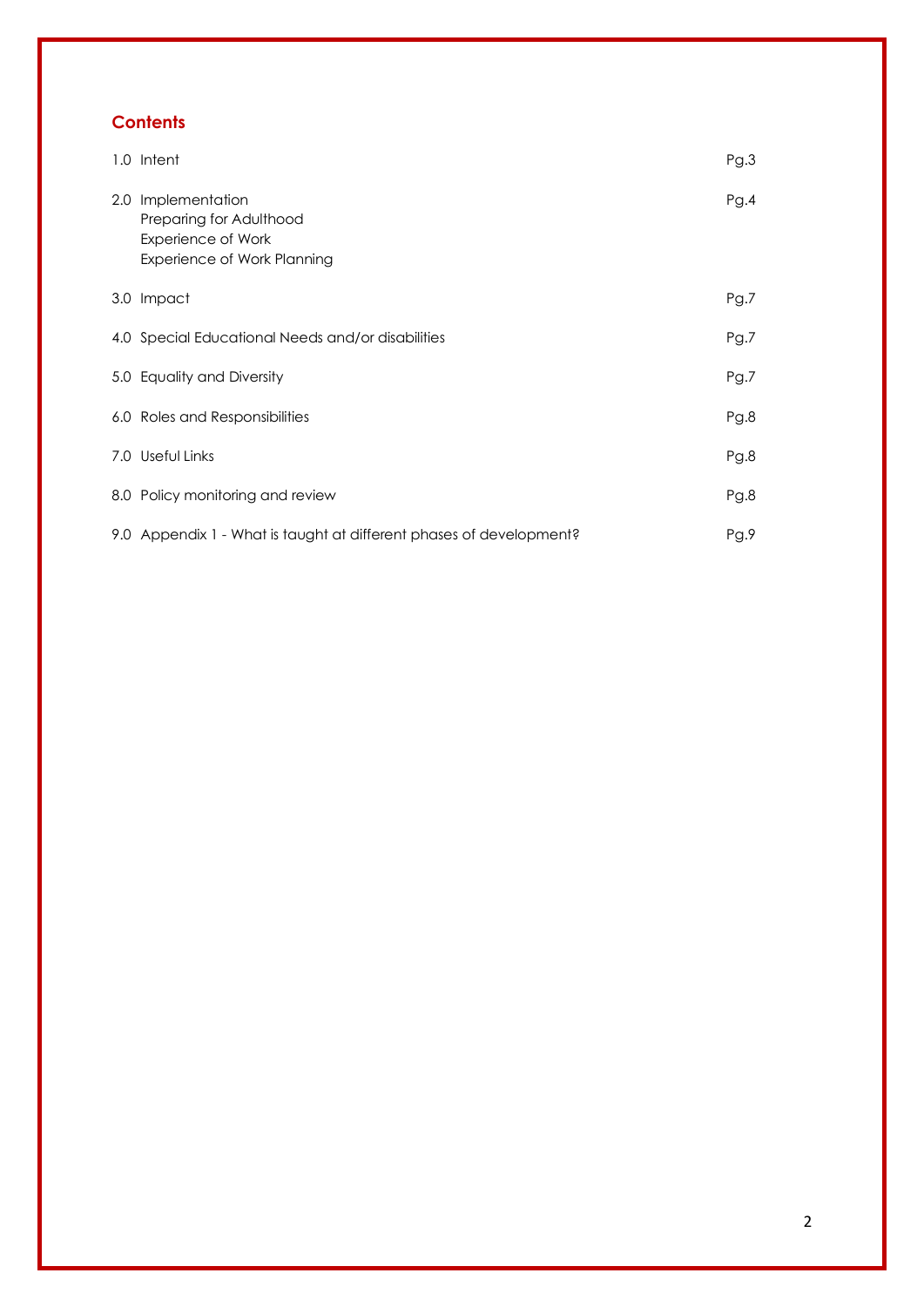## Contents

| | |
|---|---|
| 1.0 Intent | Pg.3 |
| 2.0 Implementation<br>Preparing for Adulthood<br>Experience of Work<br>Experience of Work Planning | Pg.4 |
| 3.0 Impact | Pg.7 |
| 4.0 Special Educational Needs and/or disabilities | Pg.7 |
| 5.0 Equality and Diversity | Pg.7 |
| 6.0 Roles and Responsibilities | Pg.8 |
| 7.0 Useful Links | Pg.8 |
| 8.0 Policy monitoring and review | Pg.8 |
| 9.0 Appendix 1 - What is taught at different phases of development? | Pg.9 |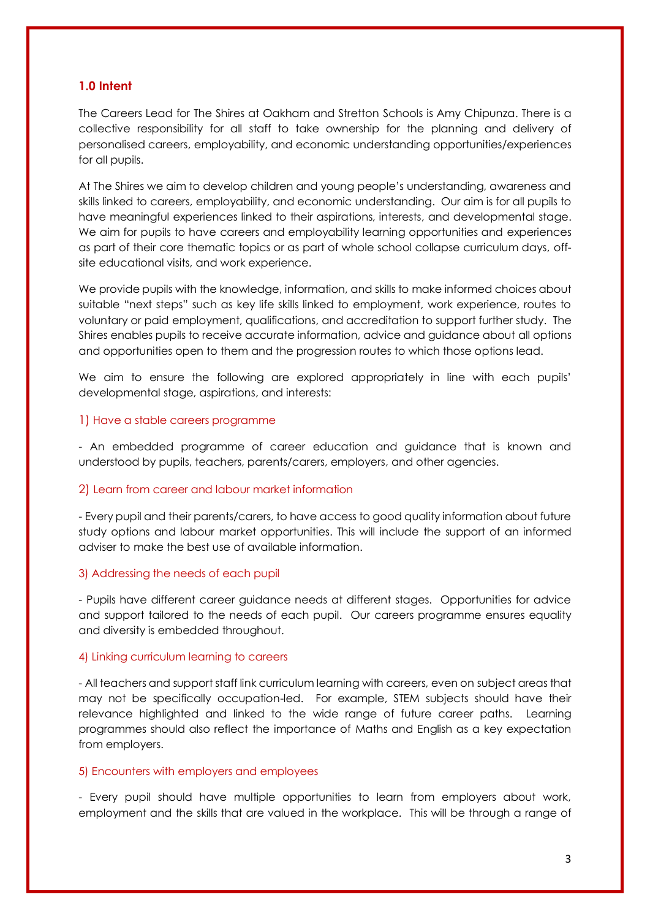## 1.0 Intent

The Careers Lead for The Shires at Oakham and Stretton Schools is Amy Chipunza. There is a collective responsibility for all staff to take ownership for the planning and delivery of personalised careers, employability, and economic understanding opportunities/experiences for all pupils.

At The Shires we aim to develop children and young people's understanding, awareness and skills linked to careers, employability, and economic understanding. Our aim is for all pupils to have meaningful experiences linked to their aspirations, interests, and developmental stage. We aim for pupils to have careers and employability learning opportunities and experiences as part of their core thematic topics or as part of whole school collapse curriculum days, off-site educational visits, and work experience.

We provide pupils with the knowledge, information, and skills to make informed choices about suitable "next steps" such as key life skills linked to employment, work experience, routes to voluntary or paid employment, qualifications, and accreditation to support further study. The Shires enables pupils to receive accurate information, advice and guidance about all options and opportunities open to them and the progression routes to which those options lead.

We aim to ensure the following are explored appropriately in line with each pupils' developmental stage, aspirations, and interests:

1) Have a stable careers programme

- An embedded programme of career education and guidance that is known and understood by pupils, teachers, parents/carers, employers, and other agencies.

2) Learn from career and labour market information

- Every pupil and their parents/carers, to have access to good quality information about future study options and labour market opportunities. This will include the support of an informed adviser to make the best use of available information.

3) Addressing the needs of each pupil

- Pupils have different career guidance needs at different stages. Opportunities for advice and support tailored to the needs of each pupil. Our careers programme ensures equality and diversity is embedded throughout.

4) Linking curriculum learning to careers

- All teachers and support staff link curriculum learning with careers, even on subject areas that may not be specifically occupation-led. For example, STEM subjects should have their relevance highlighted and linked to the wide range of future career paths. Learning programmes should also reflect the importance of Maths and English as a key expectation from employers.

5) Encounters with employers and employees

- Every pupil should have multiple opportunities to learn from employers about work, employment and the skills that are valued in the workplace. This will be through a range of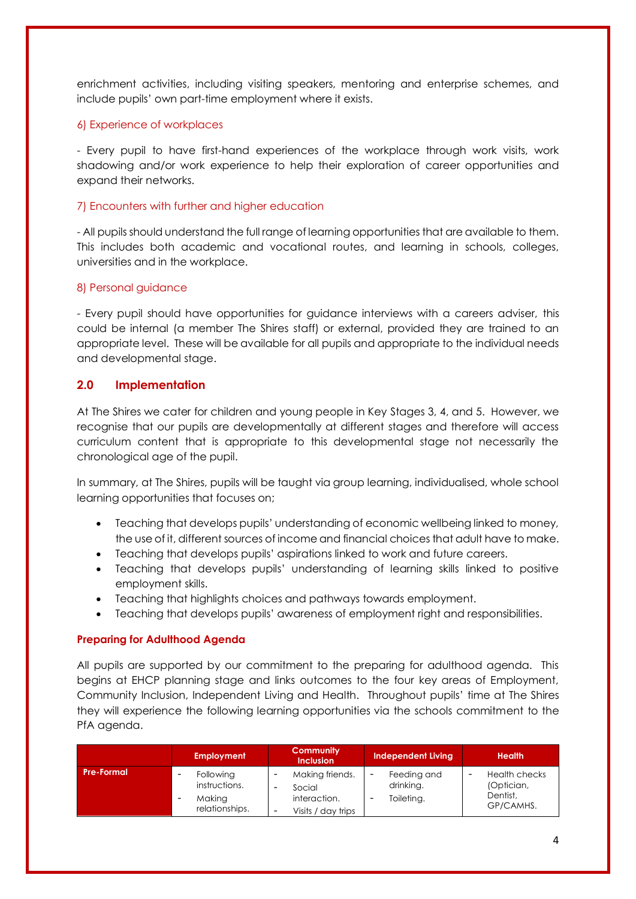enrichment activities, including visiting speakers, mentoring and enterprise schemes, and include pupils' own part-time employment where it exists.

6) Experience of workplaces

- Every pupil to have first-hand experiences of the workplace through work visits, work shadowing and/or work experience to help their exploration of career opportunities and expand their networks.

7) Encounters with further and higher education

- All pupils should understand the full range of learning opportunities that are available to them. This includes both academic and vocational routes, and learning in schools, colleges, universities and in the workplace.

8) Personal guidance

- Every pupil should have opportunities for guidance interviews with a careers adviser, this could be internal (a member The Shires staff) or external, provided they are trained to an appropriate level. These will be available for all pupils and appropriate to the individual needs and developmental stage.

## 2.0 Implementation

At The Shires we cater for children and young people in Key Stages 3, 4, and 5. However, we recognise that our pupils are developmentally at different stages and therefore will access curriculum content that is appropriate to this developmental stage not necessarily the chronological age of the pupil.

In summary, at The Shires, pupils will be taught via group learning, individualised, whole school learning opportunities that focuses on;

- Teaching that develops pupils' understanding of economic wellbeing linked to money, the use of it, different sources of income and financial choices that adult have to make.
- Teaching that develops pupils' aspirations linked to work and future careers.
- Teaching that develops pupils' understanding of learning skills linked to positive employment skills.
- Teaching that highlights choices and pathways towards employment.
- Teaching that develops pupils' awareness of employment right and responsibilities.

**Preparing for Adulthood Agenda**

All pupils are supported by our commitment to the preparing for adulthood agenda. This begins at EHCP planning stage and links outcomes to the four key areas of Employment, Community Inclusion, Independent Living and Health. Throughout pupils' time at The Shires they will experience the following learning opportunities via the schools commitment to the PfA agenda.

| | Employment | Community Inclusion | Independent Living | Health |
|---|---|---|---|---|
| **Pre-Formal** | - Following instructions.<br>- Making relationships. | - Making friends.<br>- Social interaction.<br>- Visits / day trips | - Feeding and drinking.<br>- Toileting. | - Health checks (Optician, Dentist, GP/CAMHS. |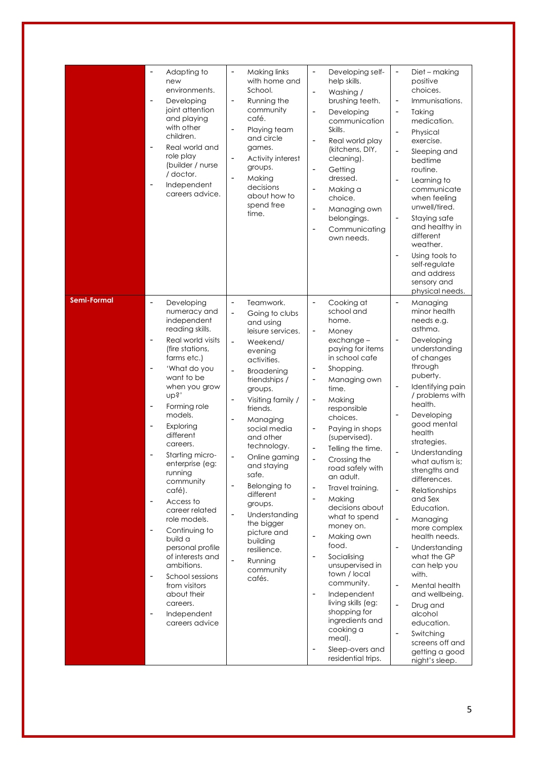| | | | | |
|---|---|---|---|---|
| | - Adapting to new environments.<br>- Developing joint attention and playing with other children.<br>- Real world and role play (builder / nurse / doctor.<br>- Independent careers advice. | - Making links with home and School.<br>- Running the community café.<br>- Playing team and circle games.<br>- Activity interest groups.<br>- Making decisions about how to spend free time. | - Developing self-help skills.<br>- Washing / brushing teeth.<br>- Developing communication Skills.<br>- Real world play (kitchens, DIY, cleaning).<br>- Getting dressed.<br>- Making a choice.<br>- Managing own belongings.<br>- Communicating own needs. | - Diet – making positive choices.<br>- Immunisations.<br>- Taking medication.<br>- Physical exercise.<br>- Sleeping and bedtime routine.<br>- Learning to communicate when feeling unwell/tired.<br>- Staying safe and healthy in different weather.<br>- Using tools to self-regulate and address sensory and physical needs. |
| **Semi-Formal** | - Developing numeracy and independent reading skills.<br>- Real world visits (fire stations, farms etc.)<br>- 'What do you want to be when you grow up?'<br>- Forming role models.<br>- Exploring different careers.<br>- Starting micro-enterprise (eg: running community café).<br>- Access to career related role models.<br>- Continuing to build a personal profile of interests and ambitions.<br>- School sessions from visitors about their careers.<br>- Independent careers advice | - Teamwork.<br>- Going to clubs and using leisure services.<br>- Weekend/ evening activities.<br>- Broadening friendships / groups.<br>- Visiting family / friends.<br>- Managing social media and other technology.<br>- Online gaming and staying safe.<br>- Belonging to different groups.<br>- Understanding the bigger picture and building resilience.<br>- Running community cafés. | - Cooking at school and home.<br>- Money exchange – paying for items in school cafe<br>- Shopping.<br>- Managing own time.<br>- Making responsible choices.<br>- Paying in shops (supervised).<br>- Telling the time.<br>- Crossing the road safely with an adult.<br>- Travel training.<br>- Making decisions about what to spend money on.<br>- Making own food.<br>- Socialising unsupervised in town / local community.<br>- Independent living skills (eg: shopping for ingredients and cooking a meal).<br>- Sleep-overs and residential trips. | - Managing minor health needs e.g. asthma.<br>- Developing understanding of changes through puberty.<br>- Identifying pain / problems with health.<br>- Developing good mental health strategies.<br>- Understanding what autism is; strengths and differences.<br>- Relationships and Sex Education.<br>- Managing more complex health needs.<br>- Understanding what the GP can help you with.<br>- Mental health and wellbeing.<br>- Drug and alcohol education.<br>- Switching screens off and getting a good night's sleep. |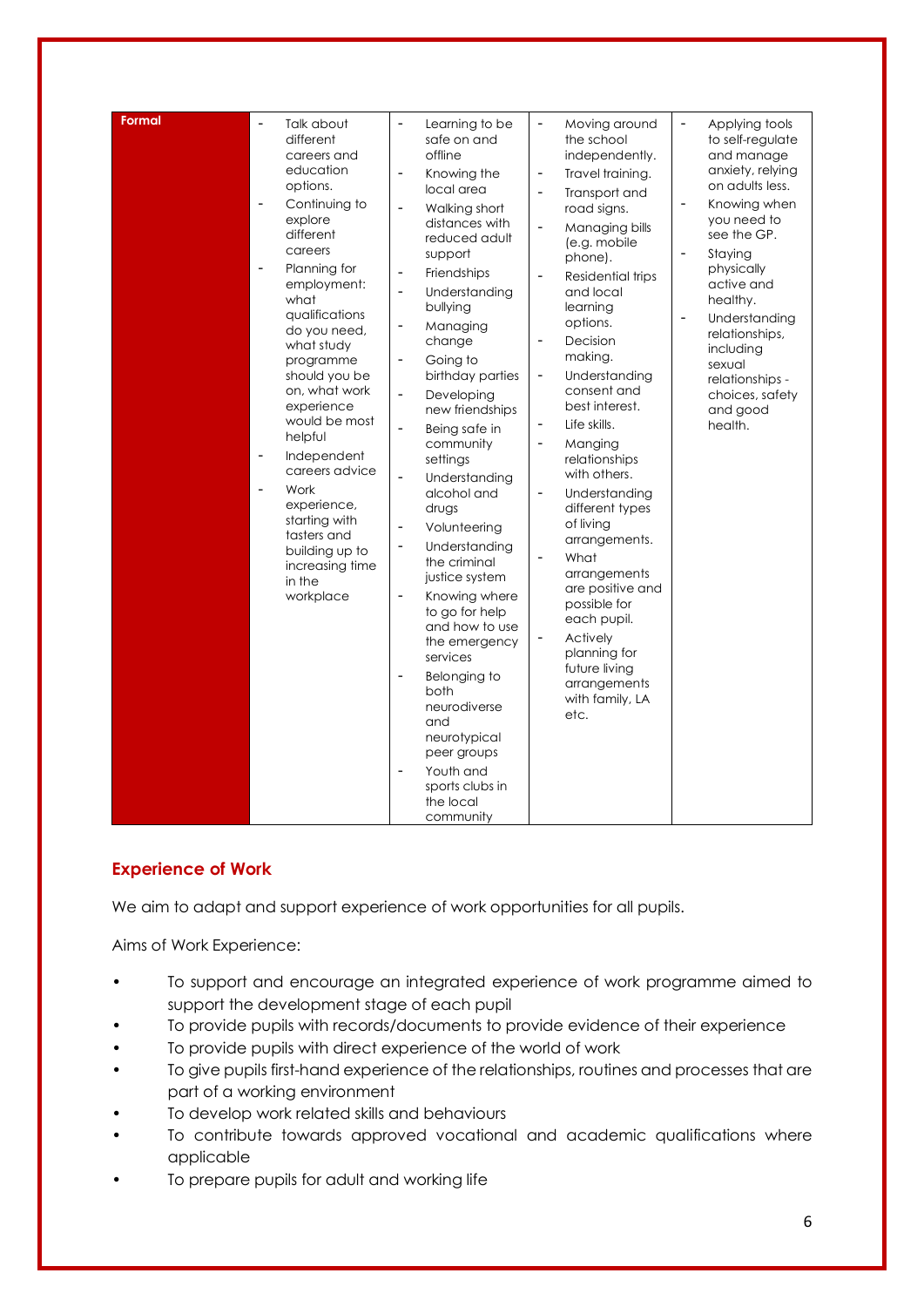| Formal | - Talk about different careers and education options.<br>- Continuing to explore different careers<br>- Planning for employment: what qualifications do you need, what study programme should you be on, what work experience would be most helpful<br>- Independent careers advice<br>- Work experience, starting with tasters and building up to increasing time in the workplace | - Learning to be safe on and offline<br>- Knowing the local area<br>- Walking short distances with reduced adult support<br>- Friendships<br>- Understanding bullying<br>- Managing change<br>- Going to birthday parties<br>- Developing new friendships<br>- Being safe in community settings<br>- Understanding alcohol and drugs<br>- Volunteering<br>- Understanding the criminal justice system<br>- Knowing where to go for help and how to use the emergency services<br>- Belonging to both neurodiverse and neurotypical peer groups<br>- Youth and sports clubs in the local community | - Moving around the school independently.<br>- Travel training.<br>- Transport and road signs.<br>- Managing bills (e.g. mobile phone).<br>- Residential trips and local learning options.<br>- Decision making.<br>- Understanding consent and best interest.<br>- Life skills.<br>- Manging relationships with others.<br>- Understanding different types of living arrangements.<br>- What arrangements are positive and possible for each pupil.<br>- Actively planning for future living arrangements with family, LA etc. | - Applying tools to self-regulate and manage anxiety, relying on adults less.<br>- Knowing when you need to see the GP.<br>- Staying physically active and healthy.<br>- Understanding relationships, including sexual relationships - choices, safety and good health. |
|---|---|---|---|---|

## Experience of Work

We aim to adapt and support experience of work opportunities for all pupils.

Aims of Work Experience:

- To support and encourage an integrated experience of work programme aimed to support the development stage of each pupil
- To provide pupils with records/documents to provide evidence of their experience
- To provide pupils with direct experience of the world of work
- To give pupils first-hand experience of the relationships, routines and processes that are part of a working environment
- To develop work related skills and behaviours
- To contribute towards approved vocational and academic qualifications where applicable
- To prepare pupils for adult and working life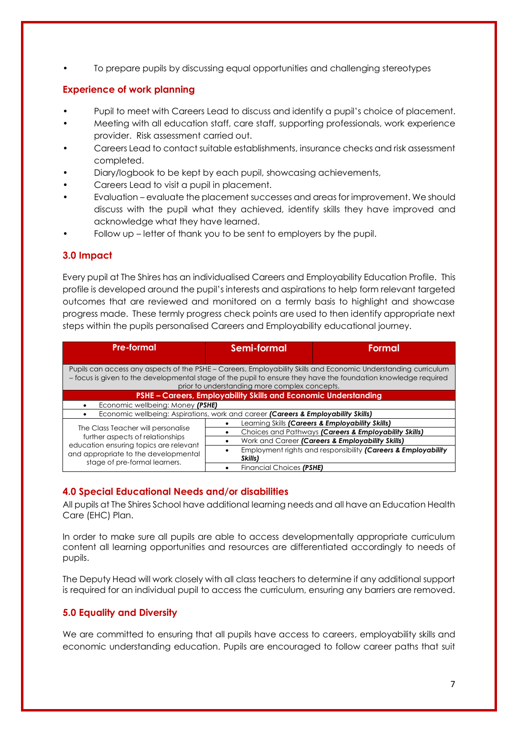- To prepare pupils by discussing equal opportunities and challenging stereotypes

### Experience of work planning

- Pupil to meet with Careers Lead to discuss and identify a pupil's choice of placement.
- Meeting with all education staff, care staff, supporting professionals, work experience provider. Risk assessment carried out.
- Careers Lead to contact suitable establishments, insurance checks and risk assessment completed.
- Diary/logbook to be kept by each pupil, showcasing achievements,
- Careers Lead to visit a pupil in placement.
- Evaluation – evaluate the placement successes and areas for improvement. We should discuss with the pupil what they achieved, identify skills they have improved and acknowledge what they have learned.
- Follow up – letter of thank you to be sent to employers by the pupil.

## 3.0 Impact

Every pupil at The Shires has an individualised Careers and Employability Education Profile. This profile is developed around the pupil's interests and aspirations to help form relevant targeted outcomes that are reviewed and monitored on a termly basis to highlight and showcase progress made. These termly progress check points are used to then identify appropriate next steps within the pupils personalised Careers and Employability educational journey.

| Pre-formal | Semi-formal | Formal |
|---|---|---|
| Pupils can access any aspects of the PSHE – Careers, Employability Skills and Economic Understanding curriculum – focus is given to the developmental stage of the pupil to ensure they have the foundation knowledge required prior to understanding more complex concepts. | | |
| **PSHE – Careers, Employability Skills and Economic Understanding** | | |
| • Economic wellbeing: Money ***(PSHE)*** | | |
| • Economic wellbeing: Aspirations, work and career ***(Careers & Employability Skills)*** | | |
| The Class Teacher will personalise further aspects of relationships education ensuring topics are relevant and appropriate to the developmental stage of pre-formal learners. | • Learning Skills ***(Careers & Employability Skills)*** | |
| | • Choices and Pathways ***(Careers & Employability Skills)*** | |
| | • Work and Career ***(Careers & Employability Skills)*** | |
| | • Employment rights and responsibility ***(Careers & Employability Skills)*** | |
| | • Financial Choices ***(PSHE)*** | |

## 4.0 Special Educational Needs and/or disabilities

All pupils at The Shires School have additional learning needs and all have an Education Health Care (EHC) Plan.

In order to make sure all pupils are able to access developmentally appropriate curriculum content all learning opportunities and resources are differentiated accordingly to needs of pupils.

The Deputy Head will work closely with all class teachers to determine if any additional support is required for an individual pupil to access the curriculum, ensuring any barriers are removed.

## 5.0 Equality and Diversity

We are committed to ensuring that all pupils have access to careers, employability skills and economic understanding education. Pupils are encouraged to follow career paths that suit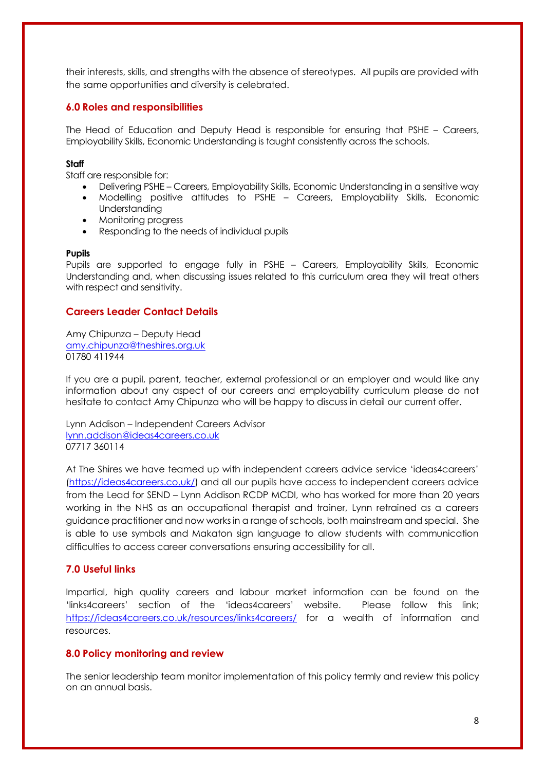their interests, skills, and strengths with the absence of stereotypes. All pupils are provided with the same opportunities and diversity is celebrated.

## 6.0 Roles and responsibilities

The Head of Education and Deputy Head is responsible for ensuring that PSHE – Careers, Employability Skills, Economic Understanding is taught consistently across the schools.

**Staff**

Staff are responsible for:

- Delivering PSHE – Careers, Employability Skills, Economic Understanding in a sensitive way
- Modelling positive attitudes to PSHE – Careers, Employability Skills, Economic Understanding
- Monitoring progress
- Responding to the needs of individual pupils

**Pupils**

Pupils are supported to engage fully in PSHE – Careers, Employability Skills, Economic Understanding and, when discussing issues related to this curriculum area they will treat others with respect and sensitivity.

## Careers Leader Contact Details

Amy Chipunza – Deputy Head
amy.chipunza@theshires.org.uk
01780 411944

If you are a pupil, parent, teacher, external professional or an employer and would like any information about any aspect of our careers and employability curriculum please do not hesitate to contact Amy Chipunza who will be happy to discuss in detail our current offer.

Lynn Addison – Independent Careers Advisor
lynn.addison@ideas4careers.co.uk
07717 360114

At The Shires we have teamed up with independent careers advice service 'ideas4careers' (https://ideas4careers.co.uk/) and all our pupils have access to independent careers advice from the Lead for SEND – Lynn Addison RCDP MCDI, who has worked for more than 20 years working in the NHS as an occupational therapist and trainer, Lynn retrained as a careers guidance practitioner and now works in a range of schools, both mainstream and special. She is able to use symbols and Makaton sign language to allow students with communication difficulties to access career conversations ensuring accessibility for all.

## 7.0 Useful links

Impartial, high quality careers and labour market information can be found on the 'links4careers' section of the 'ideas4careers' website. Please follow this link; https://ideas4careers.co.uk/resources/links4careers/ for a wealth of information and resources.

## 8.0 Policy monitoring and review

The senior leadership team monitor implementation of this policy termly and review this policy on an annual basis.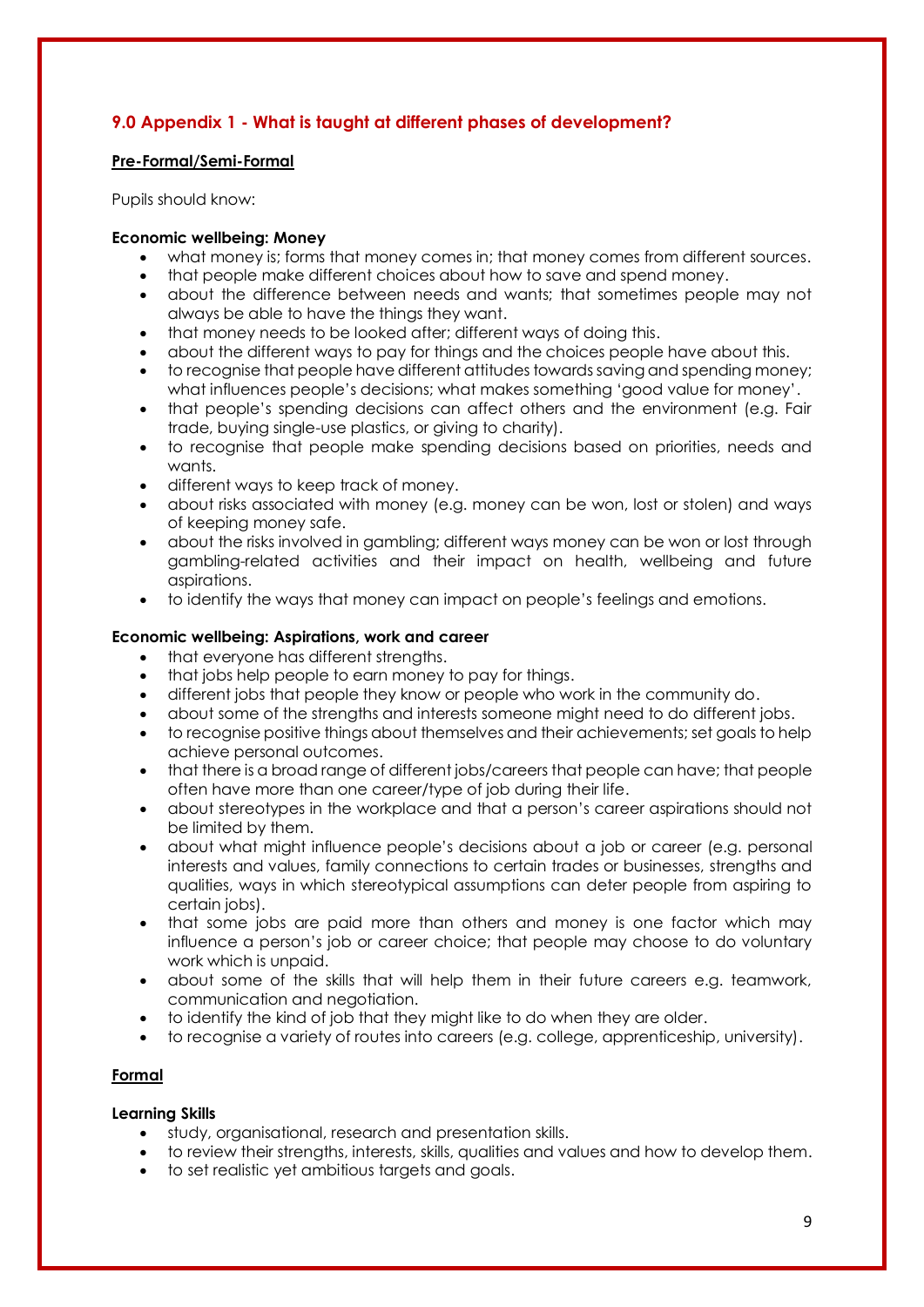## 9.0 Appendix 1 - What is taught at different phases of development?

**Pre-Formal/Semi-Formal**

Pupils should know:

**Economic wellbeing: Money**

- what money is; forms that money comes in; that money comes from different sources.
- that people make different choices about how to save and spend money.
- about the difference between needs and wants; that sometimes people may not always be able to have the things they want.
- that money needs to be looked after; different ways of doing this.
- about the different ways to pay for things and the choices people have about this.
- to recognise that people have different attitudes towards saving and spending money; what influences people's decisions; what makes something 'good value for money'.
- that people's spending decisions can affect others and the environment (e.g. Fair trade, buying single-use plastics, or giving to charity).
- to recognise that people make spending decisions based on priorities, needs and wants.
- different ways to keep track of money.
- about risks associated with money (e.g. money can be won, lost or stolen) and ways of keeping money safe.
- about the risks involved in gambling; different ways money can be won or lost through gambling-related activities and their impact on health, wellbeing and future aspirations.
- to identify the ways that money can impact on people's feelings and emotions.

**Economic wellbeing: Aspirations, work and career**

- that everyone has different strengths.
- that jobs help people to earn money to pay for things.
- different jobs that people they know or people who work in the community do.
- about some of the strengths and interests someone might need to do different jobs.
- to recognise positive things about themselves and their achievements; set goals to help achieve personal outcomes.
- that there is a broad range of different jobs/careers that people can have; that people often have more than one career/type of job during their life.
- about stereotypes in the workplace and that a person's career aspirations should not be limited by them.
- about what might influence people's decisions about a job or career (e.g. personal interests and values, family connections to certain trades or businesses, strengths and qualities, ways in which stereotypical assumptions can deter people from aspiring to certain jobs).
- that some jobs are paid more than others and money is one factor which may influence a person's job or career choice; that people may choose to do voluntary work which is unpaid.
- about some of the skills that will help them in their future careers e.g. teamwork, communication and negotiation.
- to identify the kind of job that they might like to do when they are older.
- to recognise a variety of routes into careers (e.g. college, apprenticeship, university).

**Formal**

**Learning Skills**

- study, organisational, research and presentation skills.
- to review their strengths, interests, skills, qualities and values and how to develop them.
- to set realistic yet ambitious targets and goals.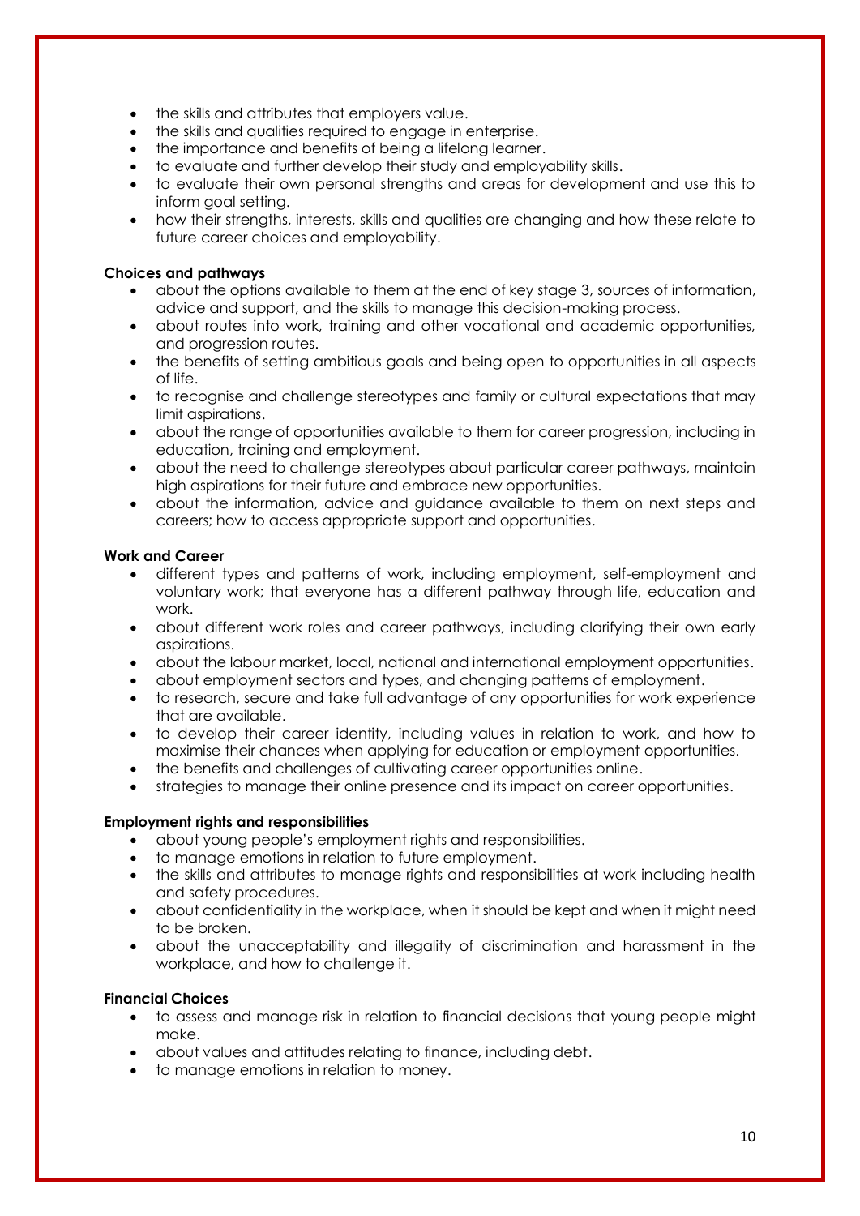- the skills and attributes that employers value.
- the skills and qualities required to engage in enterprise.
- the importance and benefits of being a lifelong learner.
- to evaluate and further develop their study and employability skills.
- to evaluate their own personal strengths and areas for development and use this to inform goal setting.
- how their strengths, interests, skills and qualities are changing and how these relate to future career choices and employability.

**Choices and pathways**

- about the options available to them at the end of key stage 3, sources of information, advice and support, and the skills to manage this decision-making process.
- about routes into work, training and other vocational and academic opportunities, and progression routes.
- the benefits of setting ambitious goals and being open to opportunities in all aspects of life.
- to recognise and challenge stereotypes and family or cultural expectations that may limit aspirations.
- about the range of opportunities available to them for career progression, including in education, training and employment.
- about the need to challenge stereotypes about particular career pathways, maintain high aspirations for their future and embrace new opportunities.
- about the information, advice and guidance available to them on next steps and careers; how to access appropriate support and opportunities.

**Work and Career**

- different types and patterns of work, including employment, self-employment and voluntary work; that everyone has a different pathway through life, education and work.
- about different work roles and career pathways, including clarifying their own early aspirations.
- about the labour market, local, national and international employment opportunities.
- about employment sectors and types, and changing patterns of employment.
- to research, secure and take full advantage of any opportunities for work experience that are available.
- to develop their career identity, including values in relation to work, and how to maximise their chances when applying for education or employment opportunities.
- the benefits and challenges of cultivating career opportunities online.
- strategies to manage their online presence and its impact on career opportunities.

**Employment rights and responsibilities**

- about young people's employment rights and responsibilities.
- to manage emotions in relation to future employment.
- the skills and attributes to manage rights and responsibilities at work including health and safety procedures.
- about confidentiality in the workplace, when it should be kept and when it might need to be broken.
- about the unacceptability and illegality of discrimination and harassment in the workplace, and how to challenge it.

**Financial Choices**

- to assess and manage risk in relation to financial decisions that young people might make.
- about values and attitudes relating to finance, including debt.
- to manage emotions in relation to money.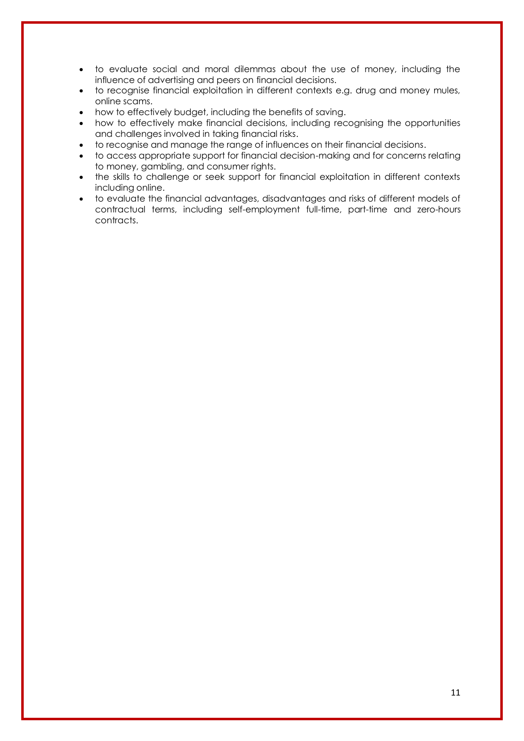- to evaluate social and moral dilemmas about the use of money, including the influence of advertising and peers on financial decisions.
- to recognise financial exploitation in different contexts e.g. drug and money mules, online scams.
- how to effectively budget, including the benefits of saving.
- how to effectively make financial decisions, including recognising the opportunities and challenges involved in taking financial risks.
- to recognise and manage the range of influences on their financial decisions.
- to access appropriate support for financial decision-making and for concerns relating to money, gambling, and consumer rights.
- the skills to challenge or seek support for financial exploitation in different contexts including online.
- to evaluate the financial advantages, disadvantages and risks of different models of contractual terms, including self-employment full-time, part-time and zero-hours contracts.